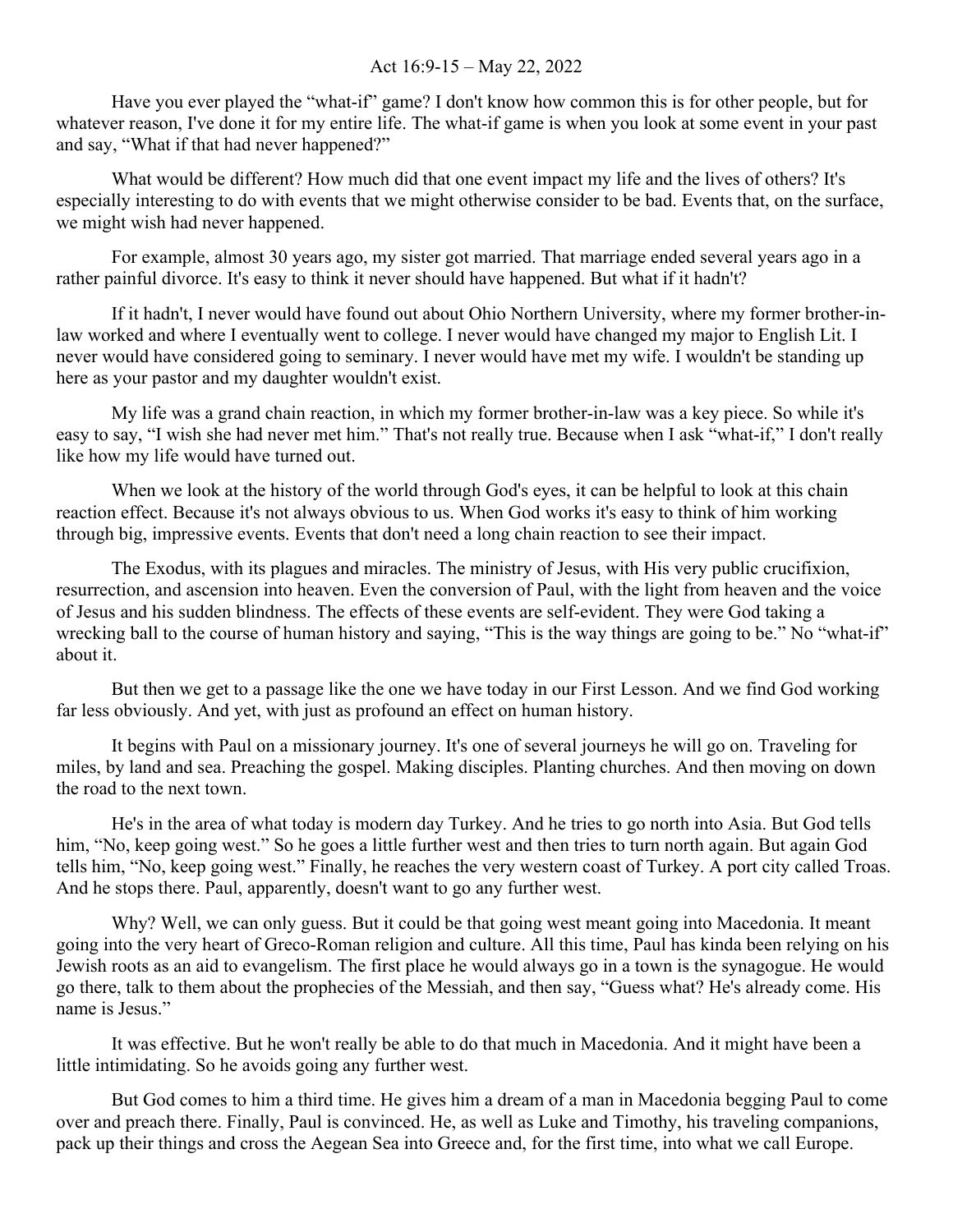Act 16:9-15 – May 22, 2022

Have you ever played the "what-if" game? I don't know how common this is for other people, but for whatever reason, I've done it for my entire life. The what-if game is when you look at some event in your past and say, "What if that had never happened?"

What would be different? How much did that one event impact my life and the lives of others? It's especially interesting to do with events that we might otherwise consider to be bad. Events that, on the surface, we might wish had never happened.

For example, almost 30 years ago, my sister got married. That marriage ended several years ago in a rather painful divorce. It's easy to think it never should have happened. But what if it hadn't?

If it hadn't, I never would have found out about Ohio Northern University, where my former brother-in-law worked and where I eventually went to college. I never would have changed my major to English Lit. I never would have considered going to seminary. I never would have met my wife. I wouldn't be standing up here as your pastor and my daughter wouldn't exist.

My life was a grand chain reaction, in which my former brother-in-law was a key piece. So while it's easy to say, "I wish she had never met him." That's not really true. Because when I ask "what-if," I don't really like how my life would have turned out.

When we look at the history of the world through God's eyes, it can be helpful to look at this chain reaction effect. Because it's not always obvious to us. When God works it's easy to think of him working through big, impressive events. Events that don't need a long chain reaction to see their impact.

The Exodus, with its plagues and miracles. The ministry of Jesus, with His very public crucifixion, resurrection, and ascension into heaven. Even the conversion of Paul, with the light from heaven and the voice of Jesus and his sudden blindness. The effects of these events are self-evident. They were God taking a wrecking ball to the course of human history and saying, "This is the way things are going to be." No "what-if" about it.

But then we get to a passage like the one we have today in our First Lesson. And we find God working far less obviously. And yet, with just as profound an effect on human history.

It begins with Paul on a missionary journey. It's one of several journeys he will go on. Traveling for miles, by land and sea. Preaching the gospel. Making disciples. Planting churches. And then moving on down the road to the next town.

He's in the area of what today is modern day Turkey. And he tries to go north into Asia. But God tells him, "No, keep going west." So he goes a little further west and then tries to turn north again. But again God tells him, "No, keep going west." Finally, he reaches the very western coast of Turkey. A port city called Troas. And he stops there. Paul, apparently, doesn't want to go any further west.

Why? Well, we can only guess. But it could be that going west meant going into Macedonia. It meant going into the very heart of Greco-Roman religion and culture. All this time, Paul has kinda been relying on his Jewish roots as an aid to evangelism. The first place he would always go in a town is the synagogue. He would go there, talk to them about the prophecies of the Messiah, and then say, "Guess what? He's already come. His name is Jesus."

It was effective. But he won't really be able to do that much in Macedonia. And it might have been a little intimidating. So he avoids going any further west.

But God comes to him a third time. He gives him a dream of a man in Macedonia begging Paul to come over and preach there. Finally, Paul is convinced. He, as well as Luke and Timothy, his traveling companions, pack up their things and cross the Aegean Sea into Greece and, for the first time, into what we call Europe.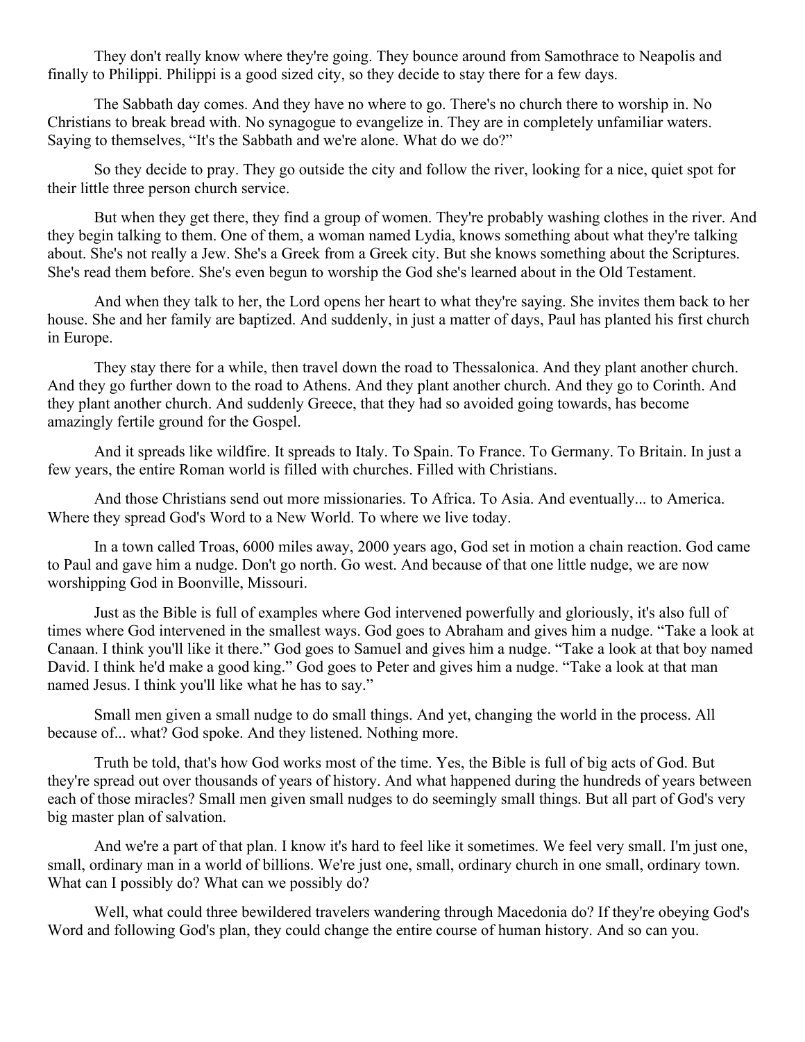They don't really know where they're going. They bounce around from Samothrace to Neapolis and finally to Philippi. Philippi is a good sized city, so they decide to stay there for a few days.

The Sabbath day comes. And they have no where to go. There's no church there to worship in. No Christians to break bread with. No synagogue to evangelize in. They are in completely unfamiliar waters. Saying to themselves, "It's the Sabbath and we're alone. What do we do?"

So they decide to pray. They go outside the city and follow the river, looking for a nice, quiet spot for their little three person church service.

But when they get there, they find a group of women. They're probably washing clothes in the river. And they begin talking to them. One of them, a woman named Lydia, knows something about what they're talking about. She's not really a Jew. She's a Greek from a Greek city. But she knows something about the Scriptures. She's read them before. She's even begun to worship the God she's learned about in the Old Testament.

And when they talk to her, the Lord opens her heart to what they're saying. She invites them back to her house. She and her family are baptized. And suddenly, in just a matter of days, Paul has planted his first church in Europe.

They stay there for a while, then travel down the road to Thessalonica. And they plant another church. And they go further down to the road to Athens. And they plant another church. And they go to Corinth. And they plant another church. And suddenly Greece, that they had so avoided going towards, has become amazingly fertile ground for the Gospel.

And it spreads like wildfire. It spreads to Italy. To Spain. To France. To Germany. To Britain. In just a few years, the entire Roman world is filled with churches. Filled with Christians.

And those Christians send out more missionaries. To Africa. To Asia. And eventually... to America. Where they spread God's Word to a New World. To where we live today.

In a town called Troas, 6000 miles away, 2000 years ago, God set in motion a chain reaction. God came to Paul and gave him a nudge. Don't go north. Go west. And because of that one little nudge, we are now worshipping God in Boonville, Missouri.

Just as the Bible is full of examples where God intervened powerfully and gloriously, it's also full of times where God intervened in the smallest ways. God goes to Abraham and gives him a nudge. "Take a look at Canaan. I think you'll like it there." God goes to Samuel and gives him a nudge. "Take a look at that boy named David. I think he'd make a good king." God goes to Peter and gives him a nudge. "Take a look at that man named Jesus. I think you'll like what he has to say."

Small men given a small nudge to do small things. And yet, changing the world in the process. All because of... what? God spoke. And they listened. Nothing more.

Truth be told, that's how God works most of the time. Yes, the Bible is full of big acts of God. But they're spread out over thousands of years of history. And what happened during the hundreds of years between each of those miracles? Small men given small nudges to do seemingly small things. But all part of God's very big master plan of salvation.

And we're a part of that plan. I know it's hard to feel like it sometimes. We feel very small. I'm just one, small, ordinary man in a world of billions. We're just one, small, ordinary church in one small, ordinary town. What can I possibly do? What can we possibly do?

Well, what could three bewildered travelers wandering through Macedonia do? If they're obeying God's Word and following God's plan, they could change the entire course of human history. And so can you.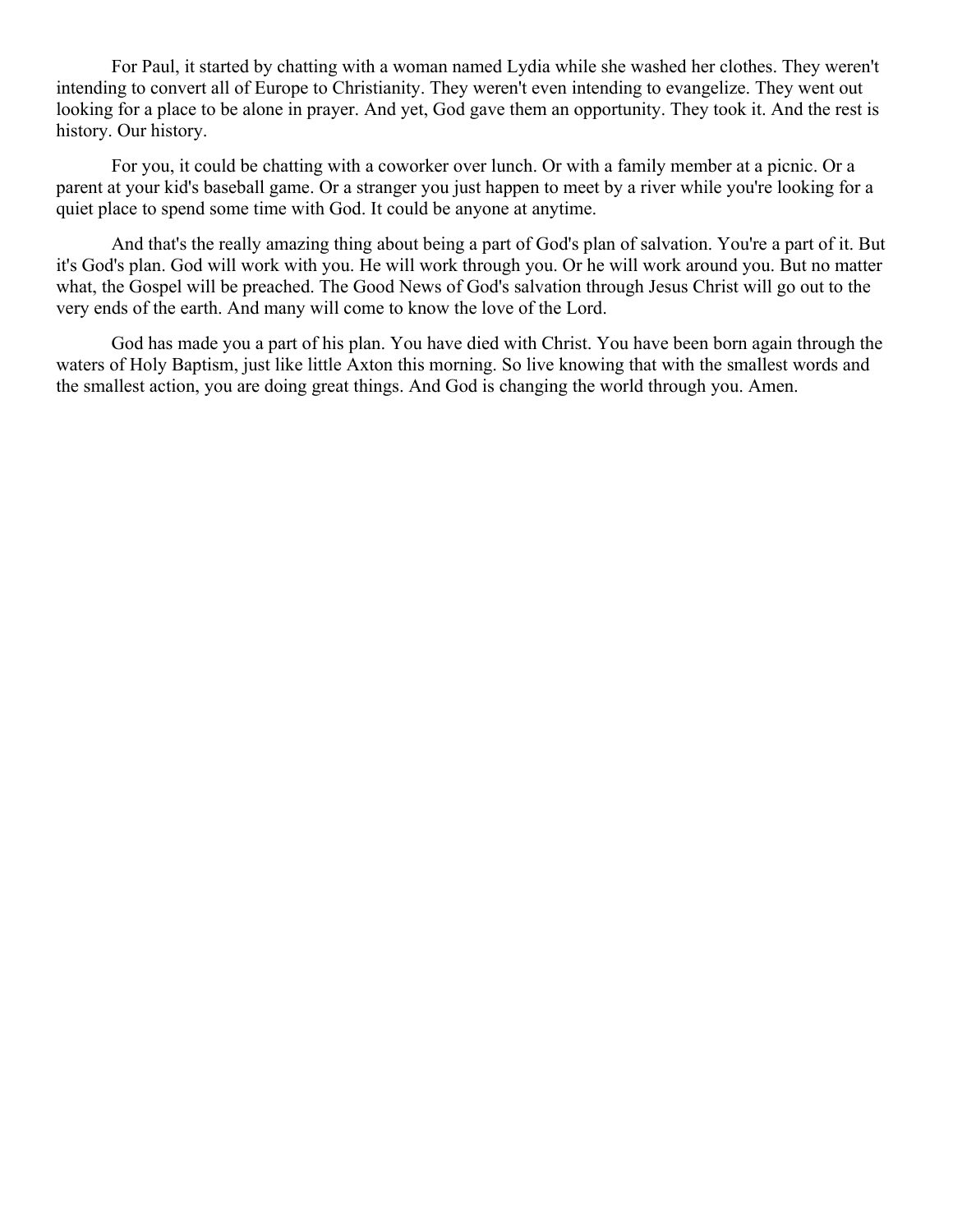For Paul, it started by chatting with a woman named Lydia while she washed her clothes. They weren't intending to convert all of Europe to Christianity. They weren't even intending to evangelize. They went out looking for a place to be alone in prayer. And yet, God gave them an opportunity. They took it. And the rest is history. Our history.

For you, it could be chatting with a coworker over lunch. Or with a family member at a picnic. Or a parent at your kid's baseball game. Or a stranger you just happen to meet by a river while you're looking for a quiet place to spend some time with God. It could be anyone at anytime.

And that's the really amazing thing about being a part of God's plan of salvation. You're a part of it. But it's God's plan. God will work with you. He will work through you. Or he will work around you. But no matter what, the Gospel will be preached. The Good News of God's salvation through Jesus Christ will go out to the very ends of the earth. And many will come to know the love of the Lord.

God has made you a part of his plan. You have died with Christ. You have been born again through the waters of Holy Baptism, just like little Axton this morning. So live knowing that with the smallest words and the smallest action, you are doing great things. And God is changing the world through you. Amen.